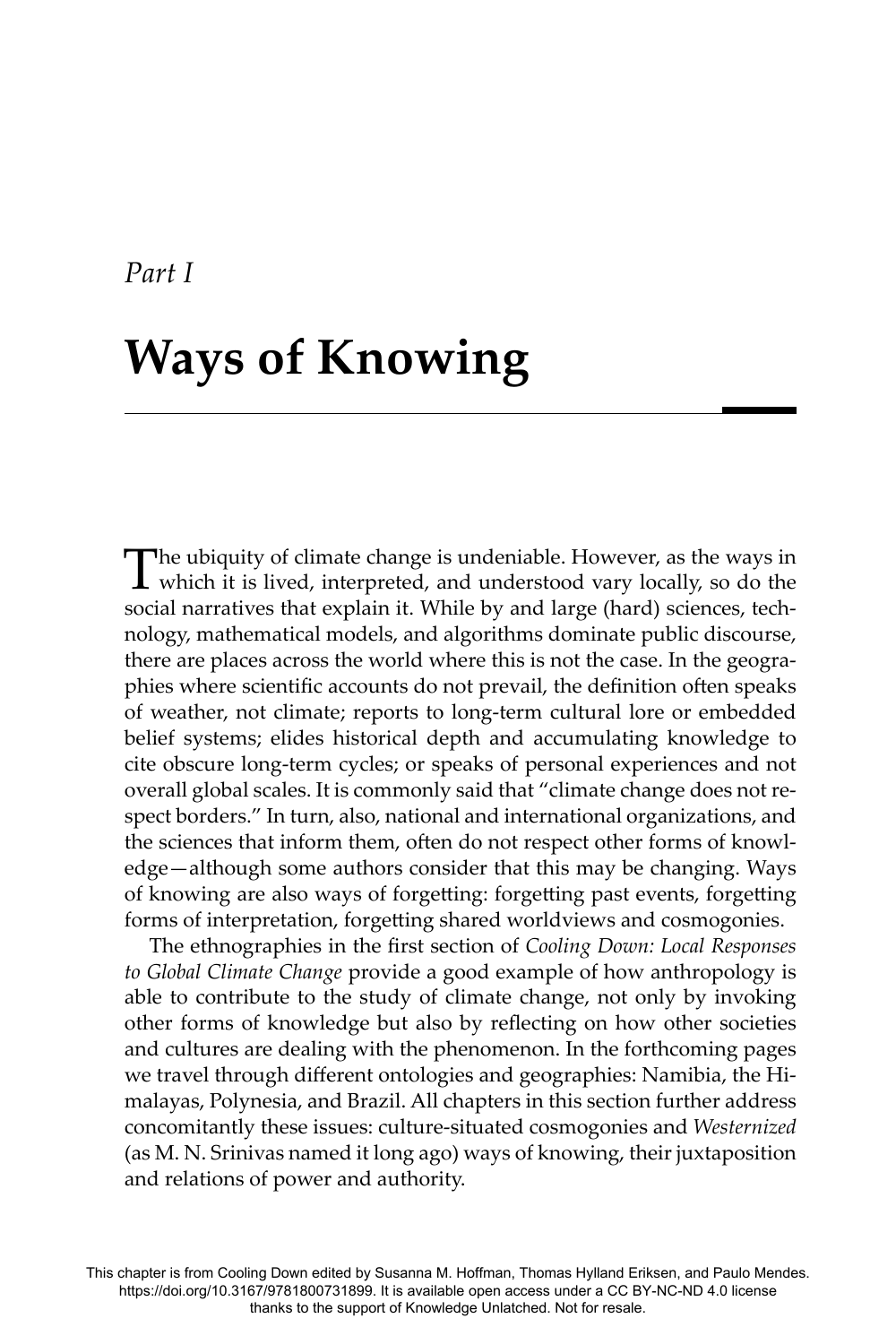*Part I*

# Ways of Knowing

The ubiquity of climate change is undeniable. However, as the ways in which it is lived, interpreted, and understood vary locally, so do the social narratives that explain it. While by and large (hard) sciences, technology, mathematical models, and algorithms dominate public discourse, there are places across the world where this is not the case. In the geographies where scientific accounts do not prevail, the definition often speaks of weather, not climate; reports to long-term cultural lore or embedded belief systems; elides historical depth and accumulating knowledge to cite obscure long-term cycles; or speaks of personal experiences and not overall global scales. It is commonly said that "climate change does not respect borders." In turn, also, national and international organizations, and the sciences that inform them, often do not respect other forms of knowledge—although some authors consider that this may be changing. Ways of knowing are also ways of forgetting: forgetting past events, forgetting forms of interpretation, forgetting shared worldviews and cosmogonies.

The ethnographies in the first section of *Cooling Down: Local Responses to Global Climate Change* provide a good example of how anthropology is able to contribute to the study of climate change, not only by invoking other forms of knowledge but also by reflecting on how other societies and cultures are dealing with the phenomenon. In the forthcoming pages we travel through different ontologies and geographies: Namibia, the Himalayas, Polynesia, and Brazil. All chapters in this section further address concomitantly these issues: culture-situated cosmogonies and *Westernized* (as M. N. Srinivas named it long ago) ways of knowing, their juxtaposition and relations of power and authority.

This chapter is from Cooling Down edited by Susanna M. Hoffman, Thomas Hylland Eriksen, and Paulo Mendes. https://doi.org/10.3167/9781800731899. It is available open access under a CC BY-NC-ND 4.0 license thanks to the support of Knowledge Unlatched. Not for resale.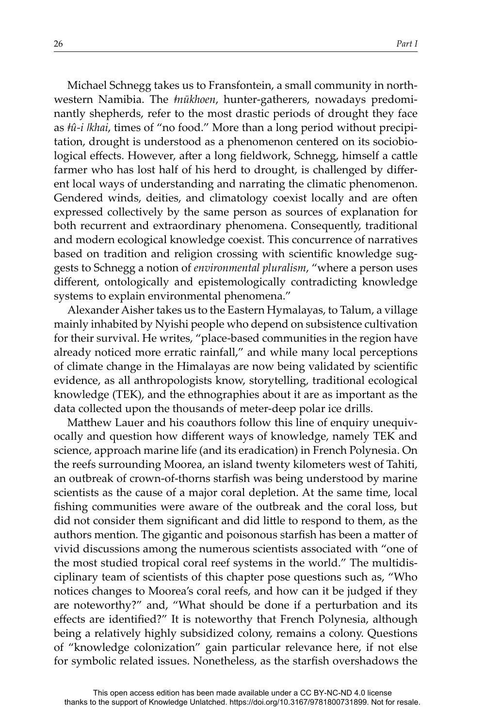Michael Schnegg takes us to Fransfontein, a small community in northwestern Namibia. The *ǂnūkhoen*, hunter-gatherers, nowadays predominantly shepherds, refer to the most drastic periods of drought they face as *ǂû-i* |*khai*, times of "no food." More than a long period without precipitation, drought is understood as a phenomenon centered on its sociobiological effects. However, after a long fieldwork, Schnegg, himself a cattle farmer who has lost half of his herd to drought, is challenged by different local ways of understanding and narrating the climatic phenomenon. Gendered winds, deities, and climatology coexist locally and are often expressed collectively by the same person as sources of explanation for both recurrent and extraordinary phenomena. Consequently, traditional and modern ecological knowledge coexist. This concurrence of narratives based on tradition and religion crossing with scientific knowledge suggests to Schnegg a notion of *environmental pluralism*, "where a person uses different, ontologically and epistemologically contradicting knowledge systems to explain environmental phenomena."

Alexander Aisher takes us to the Eastern Hymalayas, to Talum, a village mainly inhabited by Nyishi people who depend on subsistence cultivation for their survival. He writes, "place-based communities in the region have already noticed more erratic rainfall," and while many local perceptions of climate change in the Himalayas are now being validated by scientific evidence, as all anthropologists know, storytelling, traditional ecological knowledge (TEK), and the ethnographies about it are as important as the data collected upon the thousands of meter-deep polar ice drills.

Matthew Lauer and his coauthors follow this line of enquiry unequivocally and question how different ways of knowledge, namely TEK and science, approach marine life (and its eradication) in French Polynesia. On the reefs surrounding Moorea, an island twenty kilometers west of Tahiti, an outbreak of crown-of-thorns starfish was being understood by marine scientists as the cause of a major coral depletion. At the same time, local fishing communities were aware of the outbreak and the coral loss, but did not consider them significant and did little to respond to them, as the authors mention. The gigantic and poisonous starfish has been a matter of vivid discussions among the numerous scientists associated with "one of the most studied tropical coral reef systems in the world." The multidisciplinary team of scientists of this chapter pose questions such as, "Who notices changes to Moorea's coral reefs, and how can it be judged if they are noteworthy?" and, "What should be done if a perturbation and its effects are identified?" It is noteworthy that French Polynesia, although being a relatively highly subsidized colony, remains a colony. Questions of "knowledge colonization" gain particular relevance here, if not else for symbolic related issues. Nonetheless, as the starfish overshadows the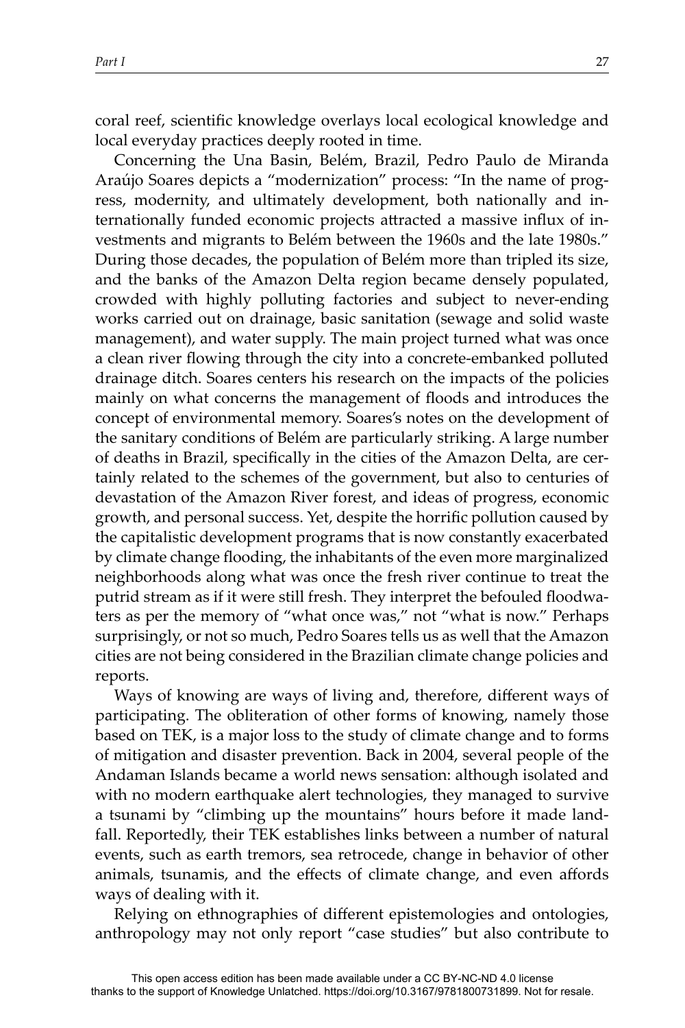coral reef, scientific knowledge overlays local ecological knowledge and local everyday practices deeply rooted in time.

Concerning the Una Basin, Belém, Brazil, Pedro Paulo de Miranda Araújo Soares depicts a "modernization" process: "In the name of progress, modernity, and ultimately development, both nationally and internationally funded economic projects attracted a massive influx of investments and migrants to Belém between the 1960s and the late 1980s." During those decades, the population of Belém more than tripled its size, and the banks of the Amazon Delta region became densely populated, crowded with highly polluting factories and subject to never-ending works carried out on drainage, basic sanitation (sewage and solid waste management), and water supply. The main project turned what was once a clean river flowing through the city into a concrete-embanked polluted drainage ditch. Soares centers his research on the impacts of the policies mainly on what concerns the management of floods and introduces the concept of environmental memory. Soares's notes on the development of the sanitary conditions of Belém are particularly striking. A large number of deaths in Brazil, specifically in the cities of the Amazon Delta, are certainly related to the schemes of the government, but also to centuries of devastation of the Amazon River forest, and ideas of progress, economic growth, and personal success. Yet, despite the horrific pollution caused by the capitalistic development programs that is now constantly exacerbated by climate change flooding, the inhabitants of the even more marginalized neighborhoods along what was once the fresh river continue to treat the putrid stream as if it were still fresh. They interpret the befouled floodwaters as per the memory of "what once was," not "what is now." Perhaps surprisingly, or not so much, Pedro Soares tells us as well that the Amazon cities are not being considered in the Brazilian climate change policies and reports.

Ways of knowing are ways of living and, therefore, different ways of participating. The obliteration of other forms of knowing, namely those based on TEK, is a major loss to the study of climate change and to forms of mitigation and disaster prevention. Back in 2004, several people of the Andaman Islands became a world news sensation: although isolated and with no modern earthquake alert technologies, they managed to survive a tsunami by "climbing up the mountains" hours before it made landfall. Reportedly, their TEK establishes links between a number of natural events, such as earth tremors, sea retrocede, change in behavior of other animals, tsunamis, and the effects of climate change, and even affords ways of dealing with it.

Relying on ethnographies of different epistemologies and ontologies, anthropology may not only report "case studies" but also contribute to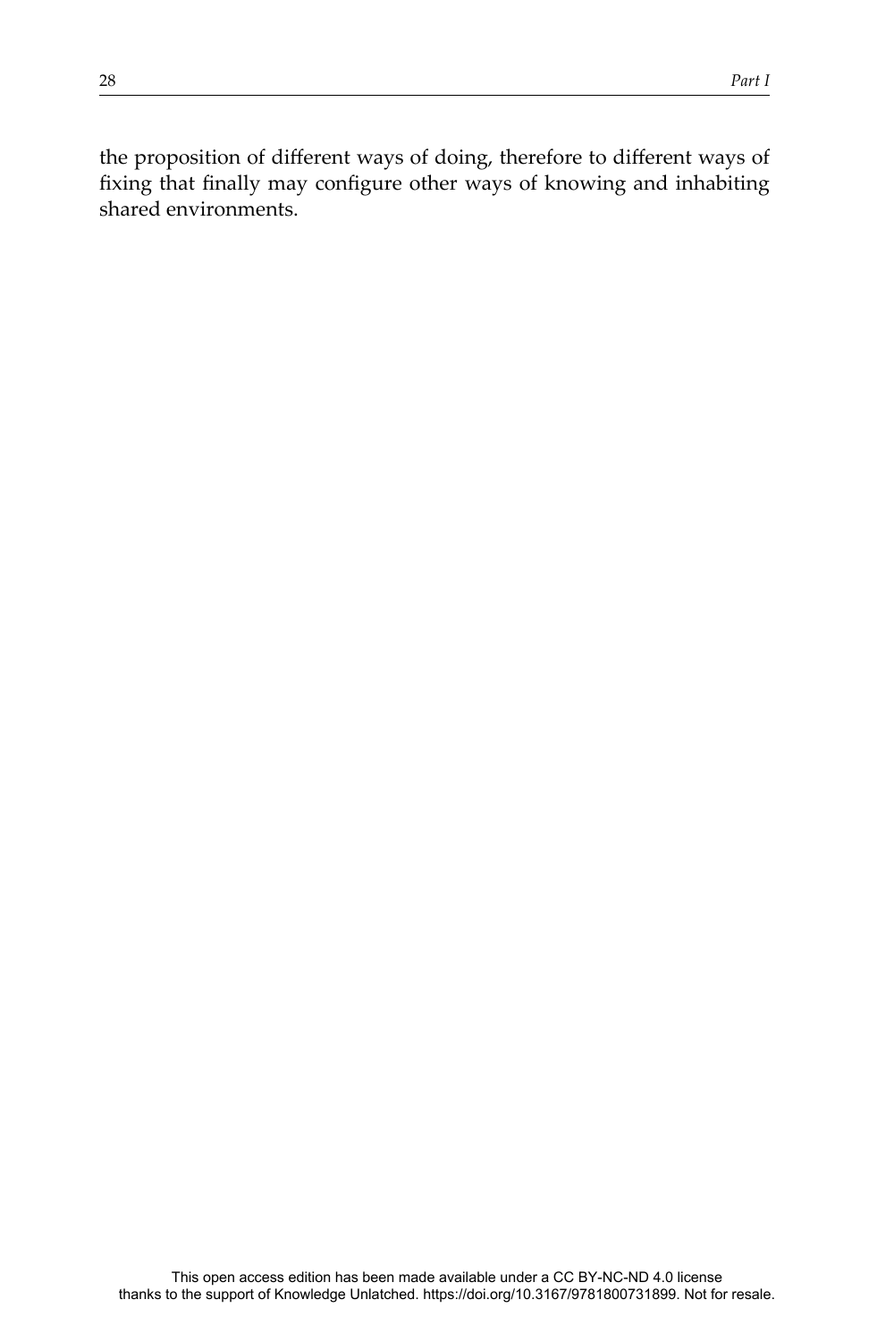the proposition of different ways of doing, therefore to different ways of fixing that finally may configure other ways of knowing and inhabiting shared environments.